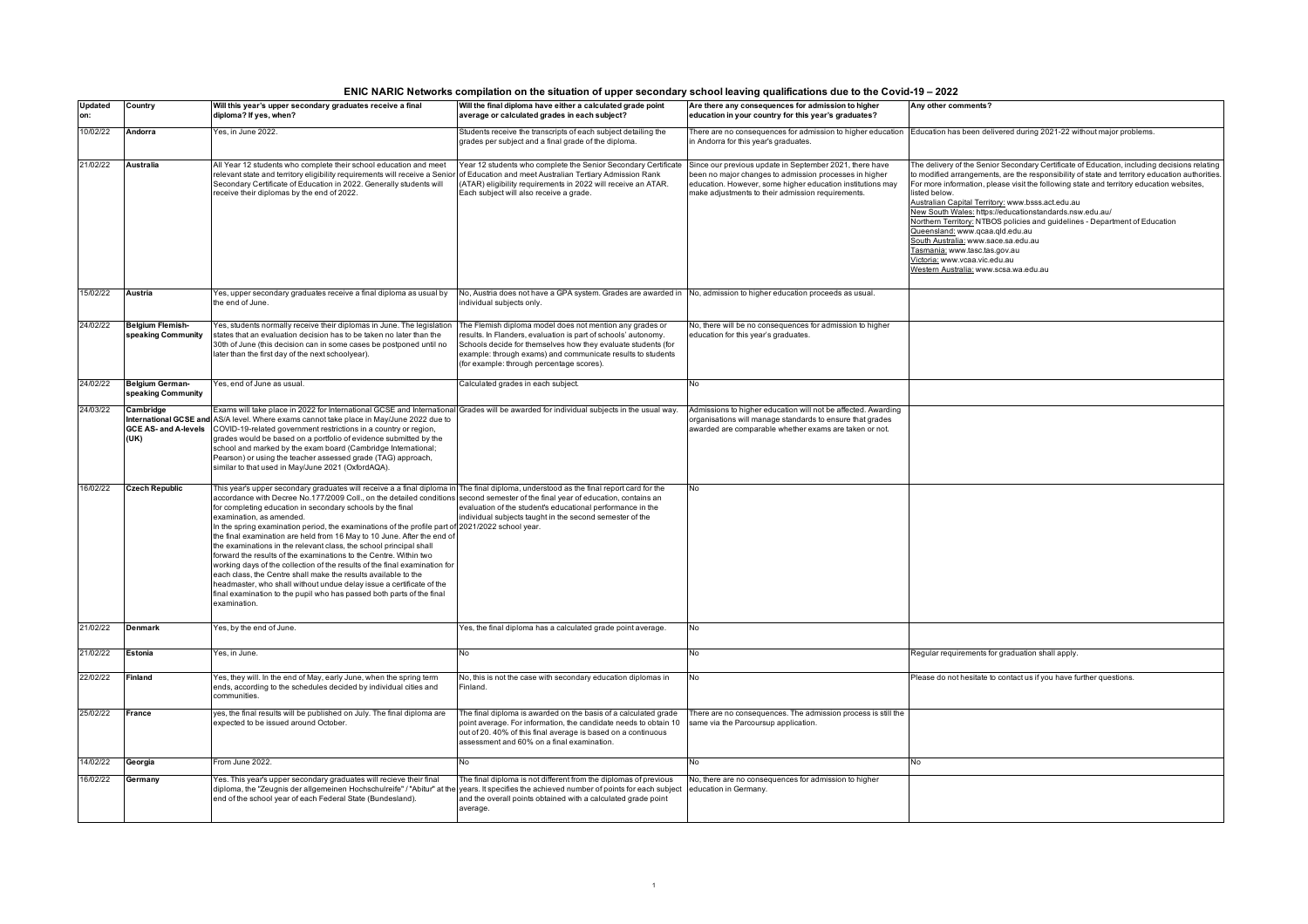# ENIC NARIC Networks compilation on the situation of upper secondary school leaving qualifications due to the Covid-19 – 2022

| Updated on: | Country | Will this year's upper secondary graduates receive a final diploma? If yes, when? | Will the final diploma have either a calculated grade point average or calculated grades in each subject? | Are there any consequences for admission to higher education in your country for this year's graduates? | Any other comments? |
|---|---|---|---|---|---|
| 10/02/22 | **Andorra** | Yes, in June 2022. | Students receive the transcripts of each subject detailing the grades per subject and a final grade of the diploma. | There are no consequences for admission to higher education in Andorra for this year's graduates. | Education has been delivered during 2021-22 without major problems. |
| 21/02/22 | **Australia** | All Year 12 students who complete their school education and meet relevant state and territory eligibility requirements will receive a Senior Secondary Certificate of Education in 2022. Generally students will receive their diplomas by the end of 2022. | Year 12 students who complete the Senior Secondary Certificate of Education and meet Australian Tertiary Admission Rank (ATAR) eligibility requirements in 2022 will receive an ATAR. Each subject will also receive a grade. | Since our previous update in September 2021, there have been no major changes to admission processes in higher education. However, some higher education institutions may make adjustments to their admission requirements. | The delivery of the Senior Secondary Certificate of Education, including decisions relating to modified arrangements, are the responsibility of state and territory education authorities. For more information, please visit the following state and territory education websites, listed below.<br>Australian Capital Territory: www.bsss.act.edu.au<br>New South Wales: https://educationstandards.nsw.edu.au/<br>Northern Territory: NTBOS policies and guidelines - Department of Education<br>Queensland: www.qcaa.qld.edu.au<br>South Australia: www.sace.sa.edu.au<br>Tasmania: www.tasc.tas.gov.au<br>Victoria: www.vcaa.vic.edu.au<br>Western Australia: www.scsa.wa.edu.au |
| 15/02/22 | **Austria** | Yes, upper secondary graduates receive a final diploma as usual by the end of June. | No, Austria does not have a GPA system. Grades are awarded in individual subjects only. | No, admission to higher education proceeds as usual. | |
| 24/02/22 | **Belgium Flemish-speaking Community** | Yes, students normally receive their diplomas in June. The legislation states that an evaluation decision has to be taken no later than the 30th of June (this decision can in some cases be postponed until no later than the first day of the next schoolyear). | The Flemish diploma model does not mention any grades or results. In Flanders, evaluation is part of schools' autonomy. Schools decide for themselves how they evaluate students (for example: through exams) and communicate results to students (for example: through percentage scores). | No, there will be no consequences for admission to higher education for this year's graduates. | |
| 24/02/22 | **Belgium German-speaking Community** | Yes, end of June as usual. | Calculated grades in each subject. | No | |
| 24/03/22 | **Cambridge International GCSE and GCE AS- and A-levels (UK)** | Exams will take place in 2022 for International GCSE and International AS/A level. Where exams cannot take place in May/June 2022 due to COVID-19-related government restrictions in a country or region, grades would be based on a portfolio of evidence submitted by the school and marked by the exam board (Cambridge International; Pearson) or using the teacher assessed grade (TAG) approach, similar to that used in May/June 2021 (OxfordAQA). | Grades will be awarded for individual subjects in the usual way. | Admissions to higher education will not be affected. Awarding organisations will manage standards to ensure that grades awarded are comparable whether exams are taken or not. | |
| 16/02/22 | **Czech Republic** | This year's upper secondary graduates will receive a a final diploma in accordance with Decree No.177/2009 Coll., on the detailed conditions for completing education in secondary schools by the final examination, as amended.<br>In the spring examination period, the examinations of the profile part of the final examination are held from 16 May to 10 June. After the end of the examinations in the relevant class, the school principal shall forward the results of the examinations to the Centre. Within two working days of the collection of the results of the final examination for each class, the Centre shall make the results available to the headmaster, who shall without undue delay issue a certificate of the final examination to the pupil who has passed both parts of the final examination. | The final diploma, understood as the final report card for the second semester of the final year of education, contains an evaluation of the student's educational performance in the individual subjects taught in the second semester of the 2021/2022 school year. | No | |
| 21/02/22 | **Denmark** | Yes, by the end of June. | Yes, the final diploma has a calculated grade point average. | No | |
| 21/02/22 | **Estonia** | Yes, in June. | No | No | Regular requirements for graduation shall apply. |
| 22/02/22 | **Finland** | Yes, they will. In the end of May, early June, when the spring term ends, according to the schedules decided by individual cities and communities. | No, this is not the case with secondary education diplomas in Finland. | No | Please do not hesitate to contact us if you have further questions. |
| 25/02/22 | **France** | yes, the final results will be published on July. The final diploma are expected to be issued around October. | The final diploma is awarded on the basis of a calculated grade point average. For information, the candidate needs to obtain 10 out of 20. 40% of this final average is based on a continuous assessment and 60% on a final examination. | There are no consequences. The admission process is still the same via the Parcoursup application. | |
| 14/02/22 | **Georgia** | From June 2022. | No | No | No |
| 16/02/22 | **Germany** | Yes. This year's upper secondary graduates will recieve their final diploma, the "Zeugnis der allgemeinen Hochschulreife" / "Abitur" at the end of the school year of each Federal State (Bundesland). | The final diploma is not different from the diplomas of previous years. It specifies the achieved number of points for each subject and the overall points obtained with a calculated grade point average. | No, there are no consequences for admission to higher education in Germany. | |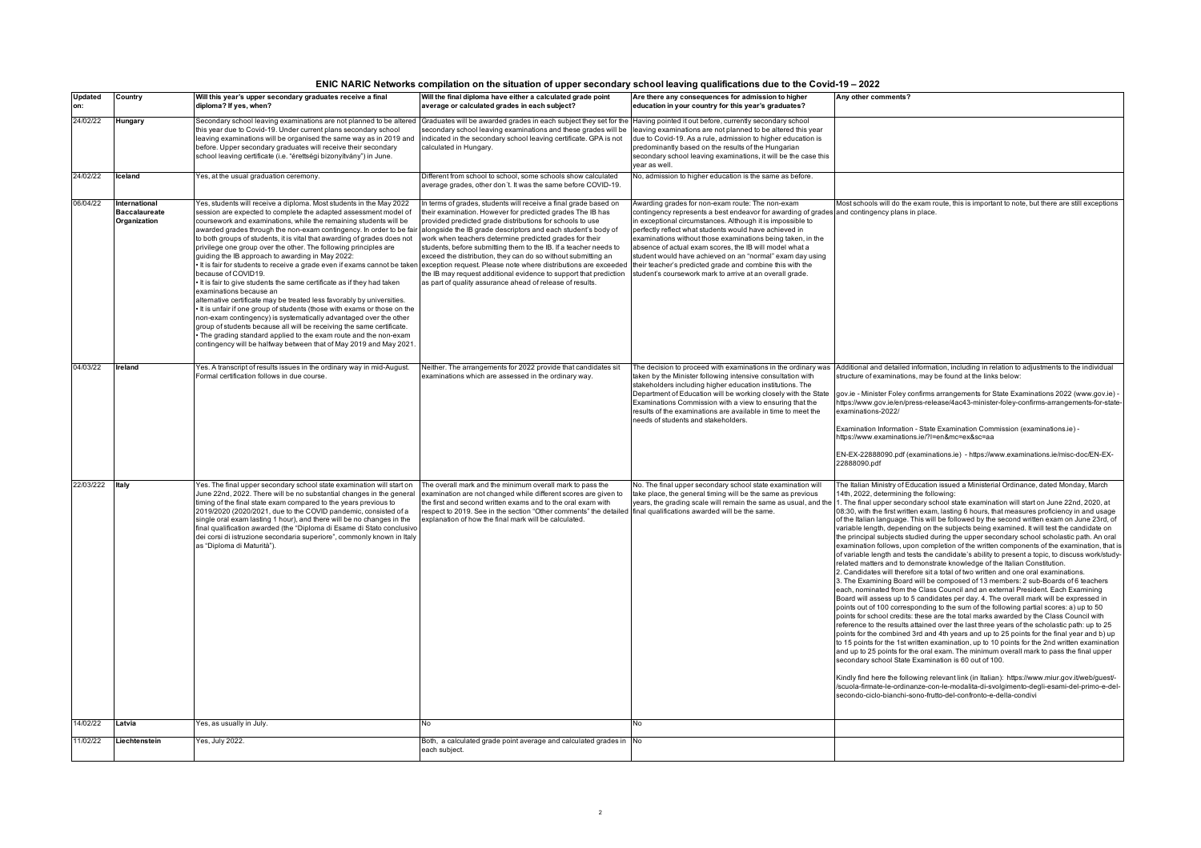# ENIC NARIC Networks compilation on the situation of upper secondary school leaving qualifications due to the Covid-19 – 2022

| Updated on: | Country | Will this year's upper secondary graduates receive a final diploma? If yes, when? | Will the final diploma have either a calculated grade point average or calculated grades in each subject? | Are there any consequences for admission to higher education in your country for this year's graduates? | Any other comments? |
|---|---|---|---|---|---|
| 24/02/22 | **Hungary** | Secondary school leaving examinations are not planned to be altered this year due to Covid-19. Under current plans secondary school leaving examinations will be organised the same way as in 2019 and before. Upper secondary graduates will receive their secondary school leaving certificate (i.e. "érettségi bizonyítvány") in June. | Graduates will be awarded grades in each subject they set for the secondary school leaving examinations and these grades will be indicated in the secondary school leaving certificate. GPA is not calculated in Hungary. | Having pointed it out before, currently secondary school leaving examinations are not planned to be altered this year due to Covid-19. As a rule, admission to higher education is predominantly based on the results of the Hungarian secondary school leaving examinations, it will be the case this year as well. | |
| 24/02/22 | **Iceland** | Yes, at the usual graduation ceremony. | Different from school to school, some schools show calculated average grades, other don't. It was the same before COVID-19. | No, admission to higher education is the same as before. | |
| 06/04/22 | **International Baccalaureate Organization** | Yes, students will receive a diploma. Most students in the May 2022 session are expected to complete the adapted assessment model of coursework and examinations, while the remaining students will be awarded grades through the non-exam contingency. In order to be fair to both groups of students, it is vital that awarding of grades does not privilege one group over the other. The following principles are guiding the IB approach to awarding in May 2022:<br>• It is fair for students to receive a grade even if exams cannot be taken because of COVID19.<br>• It is fair to give students the same certificate as if they had taken examinations because an alternative certificate may be treated less favorably by universities.<br>• It is unfair if one group of students (those with exams or those on the non-exam contingency) is systematically advantaged over the other group of students because all will be receiving the same certificate.<br>• The grading standard applied to the exam route and the non-exam contingency will be halfway between that of May 2019 and May 2021. | In terms of grades, students will receive a final grade based on their examination. However for predicted grades The IB has provided predicted grade distributions for schools to use alongside the IB grade descriptors and each student's body of work when teachers determine predicted grades for their students, before submitting them to the IB. If a teacher needs to exceed the distribution, they can do so without submitting an exception request. Please note where distributions are exceeded the IB may request additional evidence to support that prediction as part of quality assurance ahead of release of results. | Awarding grades for non-exam route: The non-exam contingency represents a best endeavor for awarding of grades in exceptional circumstances. Although it is impossible to perfectly reflect what students would have achieved in examinations without those examinations being taken, in the absence of actual exam scores, the IB will model what a student would have achieved on an "normal" exam day using their teacher's predicted grade and combine this with the student's coursework mark to arrive at an overall grade. | Most schools will do the exam route, this is important to note, but there are still exceptions and contingency plans in place. |
| 04/03/22 | **Ireland** | Yes. A transcript of results issues in the ordinary way in mid-August. Formal certification follows in due course. | Neither. The arrangements for 2022 provide that candidates sit examinations which are assessed in the ordinary way. | The decision to proceed with examinations in the ordinary was taken by the Minister following intensive consultation with stakeholders including higher education institutions. The Department of Education will be working closely with the State Examinations Commission with a view to ensuring that the results of the examinations are available in time to meet the needs of students and stakeholders. | Additional and detailed information, including in relation to adjustments to the individual structure of examinations, may be found at the links below:<br><br>gov.ie - Minister Foley confirms arrangements for State Examinations 2022 (www.gov.ie) - https://www.gov.ie/en/press-release/4ac43-minister-foley-confirms-arrangements-for-state-examinations-2022/<br><br>Examination Information - State Examination Commission (examinations.ie) - https://www.examinations.ie/?l=en&mc=ex&sc=aa<br><br>EN-EX-22888090.pdf (examinations.ie) - https://www.examinations.ie/misc-doc/EN-EX-22888090.pdf |
| 22/03/222 | **Italy** | Yes. The final upper secondary school state examination will start on June 22nd, 2022. There will be no substantial changes in the general timing of the final state exam compared to the years previous to 2019/2020 (2020/2021, due to the COVID pandemic, consisted of a single oral exam lasting 1 hour), and there will be no changes in the final qualification awarded (the "Diploma di Esame di Stato conclusivo dei corsi di istruzione secondaria superiore", commonly known in Italy as "Diploma di Maturità"). | The overall mark and the minimum overall mark to pass the examination are not changed while different scores are given to the first and second written exams and to the oral exam with respect to 2019. See in the section "Other comments" the detailed explanation of how the final mark will be calculated. | No. The final upper secondary school state examination will take place, the general timing will be the same as previous years, the grading scale will remain the same as usual, and the final qualifications awarded will be the same. | The Italian Ministry of Education issued a Ministerial Ordinance, dated Monday, March 14th, 2022, determining the following:<br>1. The final upper secondary school state examination will start on June 22nd, 2020, at 08:30, with the first written exam, lasting 6 hours, that measures proficiency in and usage of the Italian language. This will be followed by the second written exam on June 23rd, of variable length, depending on the subjects being examined. It will test the candidate on the principal subjects studied during the upper secondary school scholastic path. An oral examination follows, upon completion of the written components of the examination, that is of variable length and tests the candidate's ability to present a topic, to discuss work/study-related matters and to demonstrate knowledge of the Italian Constitution.<br>2. Candidates will therefore sit a total of two written and one oral examinations.<br>3. The Examining Board will be composed of 13 members: 2 sub-Boards of 6 teachers each, nominated from the Class Council and an external President. Each Examining Board will assess up to 5 candidates per day. 4. The overall mark will be expressed in points out of 100 corresponding to the sum of the following partial scores: a) up to 50 points for school credits: these are the total marks awarded by the Class Council with reference to the results attained over the last three years of the scholastic path: up to 25 points for the combined 3rd and 4th years and up to 25 points for the final year and b) up to 15 points for the 1st written examination, up to 10 points for the 2nd written examination and up to 25 points for the oral exam. The minimum overall mark to pass the final upper secondary school State Examination is 60 out of 100.<br><br>Kindly find here the following relevant link (in Italian): https://www.miur.gov.it/web/guest/-/scuola-firmate-le-ordinanze-con-le-modalita-di-svolgimento-degli-esami-del-primo-e-del-secondo-ciclo-bianchi-sono-frutto-del-confronto-e-della-condivi |
| 14/02/22 | **Latvia** | Yes, as usually in July. | No | No | |
| 11/02/22 | **Liechtenstein** | Yes, July 2022. | Both, a calculated grade point average and calculated grades in each subject. | No | |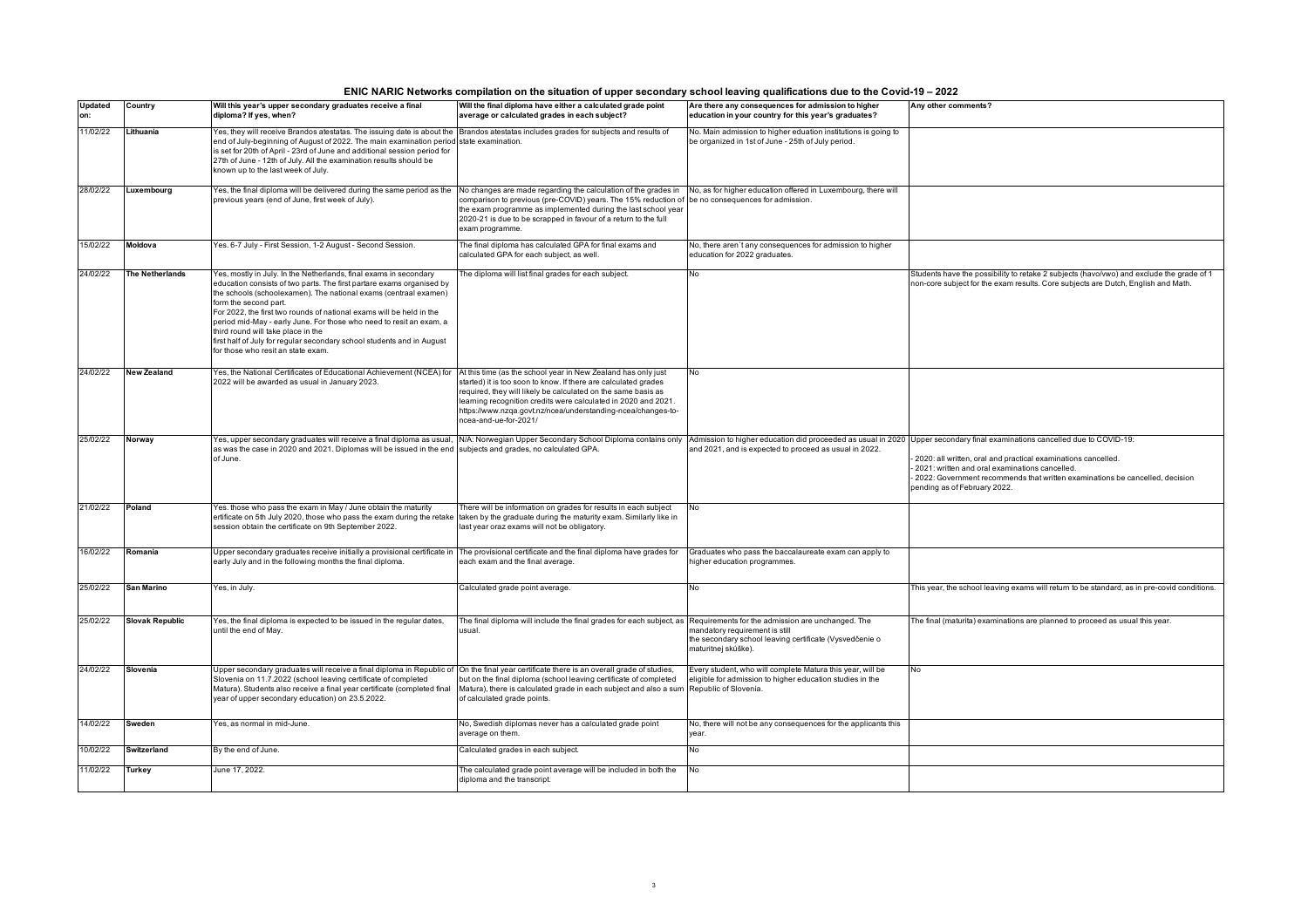# ENIC NARIC Networks compilation on the situation of upper secondary school leaving qualifications due to the Covid-19 – 2022

| Updated on: | Country | Will this year's upper secondary graduates receive a final diploma? If yes, when? | Will the final diploma have either a calculated grade point average or calculated grades in each subject? | Are there any consequences for admission to higher education in your country for this year's graduates? | Any other comments? |
|---|---|---|---|---|---|
| 11/02/22 | **Lithuania** | Yes, they will receive Brandos atestatas. The issuing date is about the end of July-beginning of August of 2022. The main examination period is set for 20th of April - 23rd of June and additional session period for 27th of June - 12th of July. All the examination results should be known up to the last week of July. | Brandos atestatas includes grades for subjects and results of state examination. | No. Main admission to higher eduation institutions is going to be organized in 1st of June - 25th of July period. | |
| 28/02/22 | **Luxembourg** | Yes, the final diploma will be delivered during the same period as the previous years (end of June, first week of July). | No changes are made regarding the calculation of the grades in comparison to previous (pre-COVID) years. The 15% reduction of the exam programme as implemented during the last school year 2020-21 is due to be scrapped in favour of a return to the full exam programme. | No, as for higher education offered in Luxembourg, there will be no consequences for admission. | |
| 15/02/22 | **Moldova** | Yes. 6-7 July - First Session, 1-2 August - Second Session. | The final diploma has calculated GPA for final exams and calculated GPA for each subject, as well. | No, there aren`t any consequences for admission to higher education for 2022 graduates. | |
| 24/02/22 | **The Netherlands** | Yes, mostly in July. In the Netherlands, final exams in secondary education consists of two parts. The first partare exams organised by the schools (schoolexamen). The national exams (centraal examen) form the second part.<br>For 2022, the first two rounds of national exams will be held in the period mid-May - early June. For those who need to resit an exam, a third round will take place in the first half of July for regular secondary school students and in August for those who resit an state exam. | The diploma will list final grades for each subject. | No | Students have the possibility to retake 2 subjects (havo/vwo) and exclude the grade of 1 non-core subject for the exam results. Core subjects are Dutch, English and Math. |
| 24/02/22 | **New Zealand** | Yes, the National Certificates of Educational Achievement (NCEA) for 2022 will be awarded as usual in January 2023. | At this time (as the school year in New Zealand has only just started) it is too soon to know. If there are calculated grades required, they will likely be calculated on the same basis as learning recognition credits were calculated in 2020 and 2021. https://www.nzqa.govt.nz/ncea/understanding-ncea/changes-to-ncea-and-ue-for-2021/ | No | |
| 25/02/22 | **Norway** | Yes, upper secondary graduates will receive a final diploma as usual, as was the case in 2020 and 2021. Diplomas will be issued in the end of June. | N/A: Norwegian Upper Secondary School Diploma contains only subjects and grades, no calculated GPA. | Admission to higher education did proceeded as usual in 2020 and 2021, and is expected to proceed as usual in 2022. | Upper secondary final examinations cancelled due to COVID-19:<br>- 2020: all written, oral and practical examinations cancelled.<br>- 2021: written and oral examinations cancelled.<br>- 2022: Government recommends that written examinations be cancelled, decision pending as of February 2022. |
| 21/02/22 | **Poland** | Yes. those who pass the exam in May / June obtain the maturity ertificate on 5th July 2020, those who pass the exam during the retake session obtain the certificate on 9th September 2022. | There will be information on grades for results in each subject taken by the graduate during the maturity exam. Similarly like in last year oraz exams will not be obligatory. | No | |
| 16/02/22 | **Romania** | Upper secondary graduates receive initially a provisional certificate in early July and in the following months the final diploma. | The provisional certificate and the final diploma have grades for each exam and the final average. | Graduates who pass the baccalaureate exam can apply to higher education programmes. | |
| 25/02/22 | **San Marino** | Yes, in July. | Calculated grade point average. | No | This year, the school leaving exams will return to be standard, as in pre-covid conditions. |
| 25/02/22 | **Slovak Republic** | Yes, the final diploma is expected to be issued in the regular dates, until the end of May. | The final diploma will include the final grades for each subject, as usual. | Requirements for the admission are unchanged. The mandatory requirement is still the secondary school leaving certificate (Vysvedčenie o maturitnej skúške). | The final (maturita) examinations are planned to proceed as usual this year. |
| 24/02/22 | **Slovenia** | Upper secondary graduates will receive a final diploma in Republic of Slovenia on 11.7.2022 (school leaving certificate of completed Matura). Students also receive a final year certificate (completed final year of upper secondary education) on 23.5.2022. | On the final year certificate there is an overall grade of studies, but on the final diploma (school leaving certificate of completed Matura), there is calculated grade in each subject and also a sum of calculated grade points. | Every student, who will complete Matura this year, will be eligible for admission to higher education studies in the Republic of Slovenia. | No |
| 14/02/22 | **Sweden** | Yes, as normal in mid-June. | No, Swedish diplomas never has a calculated grade point average on them. | No, there will not be any consequences for the applicants this year. | |
| 10/02/22 | **Switzerland** | By the end of June. | Calculated grades in each subject. | No | |
| 11/02/22 | **Turkey** | June 17, 2022. | The calculated grade point average will be included in both the diploma and the transcript. | No | |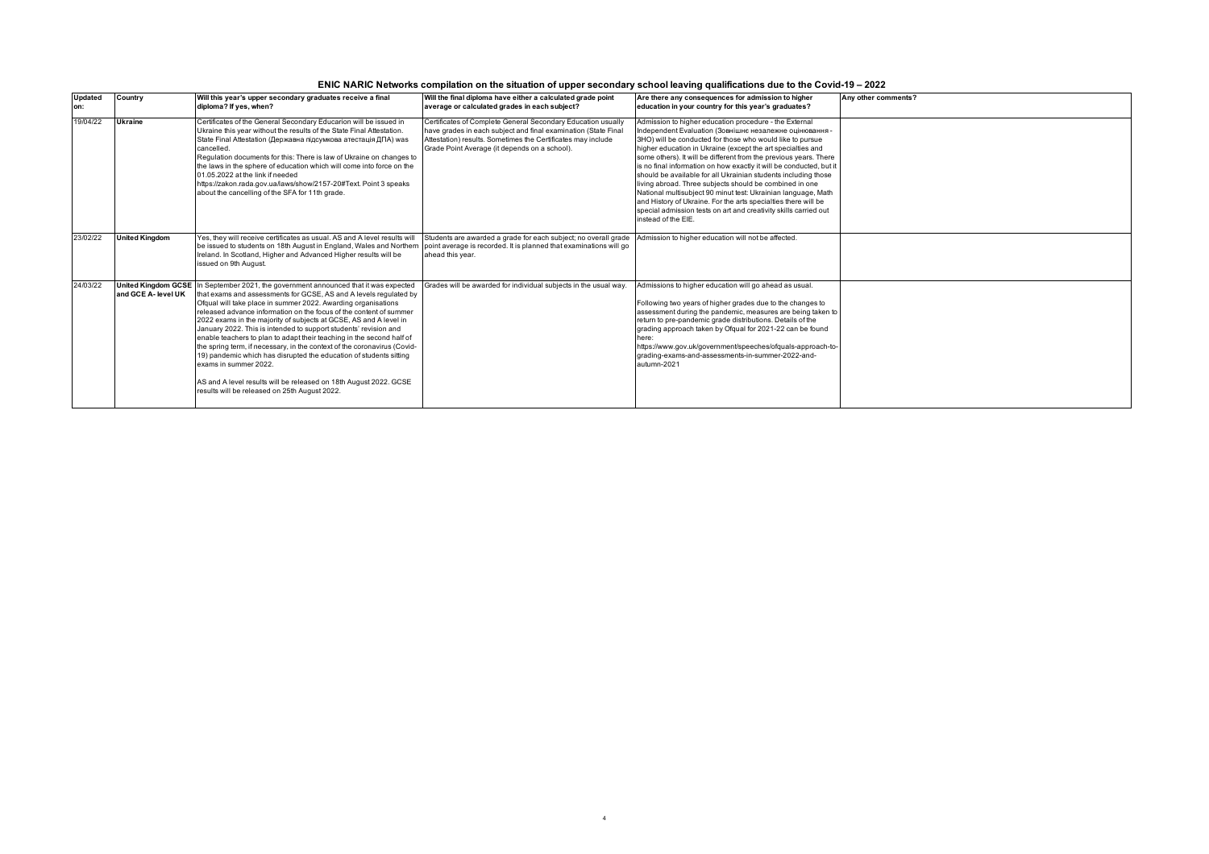# ENIC NARIC Networks compilation on the situation of upper secondary school leaving qualifications due to the Covid-19 – 2022

| Updated on: | Country | Will this year's upper secondary graduates receive a final diploma? If yes, when? | Will the final diploma have either a calculated grade point average or calculated grades in each subject? | Are there any consequences for admission to higher education in your country for this year's graduates? | Any other comments? |
|---|---|---|---|---|---|
| 19/04/22 | **Ukraine** | Certificates of the General Secondary Educarion will be issued in Ukraine this year without the results of the State Final Attestation. State Final Attestation (Державна підсумкова атестація ДПА) was cancelled.<br>Regulation documents for this: There is law of Ukraine on changes to the laws in the sphere of education which will come into force on the 01.05.2022 at the link if needed https://zakon.rada.gov.ua/laws/show/2157-20#Text. Point 3 speaks about the cancelling of the SFA for 11th grade. | Certificates of Complete General Secondary Education usually have grades in each subject and final examination (State Final Attestation) results. Sometimes the Certificates may include Grade Point Average (it depends on a school). | Admission to higher education procedure - the External Independent Evaluation (Зовнішнє незалежне оцінювання - ЗНО) will be conducted for those who would like to pursue higher education in Ukraine (except the art specialties and some others). It will be different from the previous years. There is no final information on how exactly it will be conducted, but it should be available for all Ukrainian students including those living abroad. Three subjects should be combined in one National multisubject 90 minut test: Ukrainian language, Math and History of Ukraine. For the arts specialties there will be special admission tests on art and creativity skills carried out instead of the EIE. | |
| 23/02/22 | **United Kingdom** | Yes, they will receive certificates as usual. AS and A level results will be issued to students on 18th August in England, Wales and Northern Ireland. In Scotland, Higher and Advanced Higher results will be issued on 9th August. | Students are awarded a grade for each subject; no overall grade point average is recorded. It is planned that examinations will go ahead this year. | Admission to higher education will not be affected. | |
| 24/03/22 | **United Kingdom GCSE and GCE A- level UK** | In September 2021, the government announced that it was expected that exams and assessments for GCSE, AS and A levels regulated by Ofqual will take place in summer 2022. Awarding organisations released advance information on the focus of the content of summer 2022 exams in the majority of subjects at GCSE, AS and A level in January 2022. This is intended to support students' revision and enable teachers to plan to adapt their teaching in the second half of the spring term, if necessary, in the context of the coronavirus (Covid-19) pandemic which has disrupted the education of students sitting exams in summer 2022.<br><br>AS and A level results will be released on 18th August 2022. GCSE results will be released on 25th August 2022. | Grades will be awarded for individual subjects in the usual way. | Admissions to higher education will go ahead as usual.<br><br>Following two years of higher grades due to the changes to assessment during the pandemic, measures are being taken to return to pre-pandemic grade distributions. Details of the grading approach taken by Ofqual for 2021-22 can be found here:<br>https://www.gov.uk/government/speeches/ofquals-approach-to-grading-exams-and-assessments-in-summer-2022-and-autumn-2021 | |